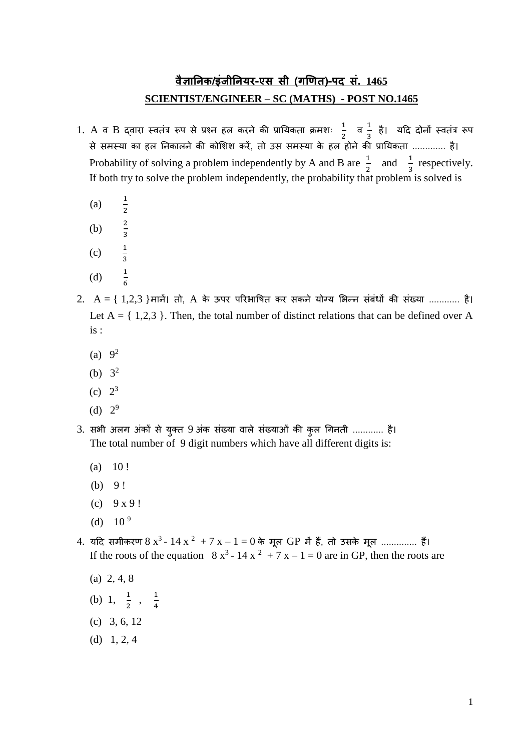## वैज्ञानिक/इंजीनियर-एस सी (गणित)-पद सं. 1465

## SCIENTIST/ENGINEER – SC (MATHS) - POST NO.1465

1. A व B द्वारा स्वतंत्र रूप से प्रश्न हल करने की प्रायिकता क्रमशः $\frac{1}{2}$ व $\frac{1}{3}$ है। यदि दोनों स्वतंत्र रूप से समस्या का हल निकालने की कोशिश करें, तो उस समस्या के हल होने की प्रायिकता ............. है।
   Probability of solving a problem independently by A and B are $\frac{1}{2}$ and $\frac{1}{3}$ respectively. If both try to solve the problem independently, the probability that problem is solved is

   (a) $\frac{1}{2}$
   (b) $\frac{2}{3}$
   (c) $\frac{1}{3}$
   (d) $\frac{1}{6}$

2. A = { 1,2,3 }मानें। तो, A के ऊपर परिभाषित कर सकने योग्य भिन्न संबंधों की संख्या ............ है।
   Let A = { 1,2,3 }. Then, the total number of distinct relations that can be defined over A is :

   (a) $9^2$
   (b) $3^2$
   (c) $2^3$
   (d) $2^9$

3. सभी अलग अंकों से युक्त 9 अंक संख्या वाले संख्याओं की कुल गिनती ............ है।
   The total number of 9 digit numbers which have all different digits is:

   (a) 10 !
   (b) 9 !
   (c) 9 x 9 !
   (d) $10^9$

4. यदि समीकरण $8x^3 - 14x^2 + 7x - 1 = 0$ के मूल GP में हैं, तो उसके मूल .............. हैं।
   If the roots of the equation $8x^3 - 14x^2 + 7x - 1 = 0$ are in GP, then the roots are

   (a) 2, 4, 8
   (b) 1, $\frac{1}{2}$ , $\frac{1}{4}$
   (c) 3, 6, 12
   (d) 1, 2, 4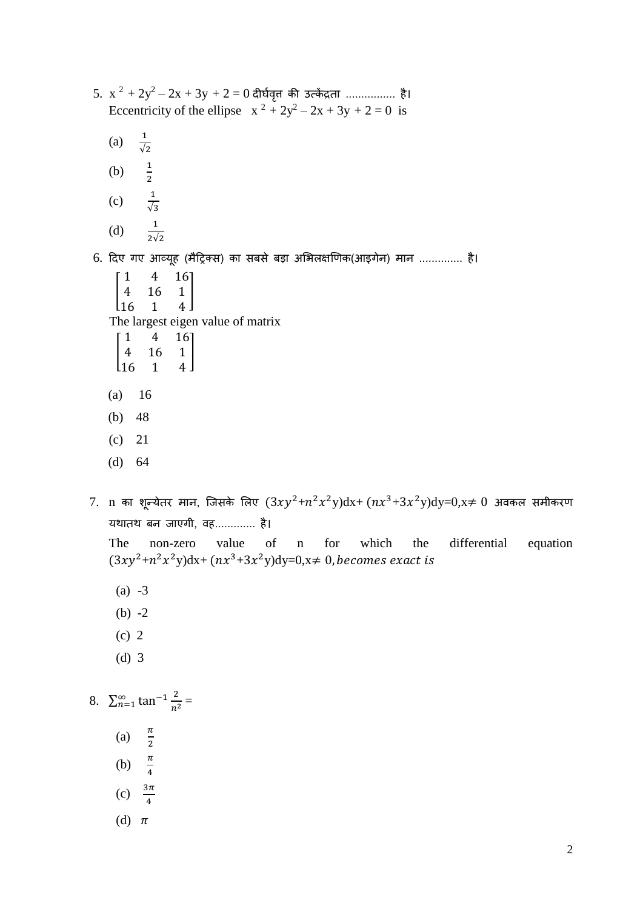5. $x^2 + 2y^2 - 2x + 3y + 2 = 0$ दीर्घवृत्त की उत्केंद्रता ................ है।
   Eccentricity of the ellipse $x^2 + 2y^2 - 2x + 3y + 2 = 0$ is

   (a) $\frac{1}{\sqrt{2}}$

   (b) $\frac{1}{2}$

   (c) $\frac{1}{\sqrt{3}}$

   (d) $\frac{1}{2\sqrt{2}}$

6. दिए गए आव्यूह (मैट्रिक्स) का सबसे बड़ा अभिलक्षणिक(आइगेन) मान ............. है।

$$\begin{bmatrix} 1 & 4 & 16 \\ 4 & 16 & 1 \\ 16 & 1 & 4 \end{bmatrix}$$

   The largest eigen value of matrix

$$\begin{bmatrix} 1 & 4 & 16 \\ 4 & 16 & 1 \\ 16 & 1 & 4 \end{bmatrix}$$

   (a) 16

   (b) 48

   (c) 21

   (d) 64

7. n का शून्येतर मान, जिसके लिए $(3xy^2+n^2x^2y)dx+(nx^3+3x^2y)dy=0, x\neq 0$ अवकल समीकरण यथातथ बन जाएगी, वह............ है।

   The non-zero value of n for which the differential equation $(3xy^2+n^2x^2y)dx+(nx^3+3x^2y)dy=0, x\neq 0, becomes\ exact\ is$

   (a) -3

   (b) -2

   (c) 2

   (d) 3

8. $\sum_{n=1}^{\infty} \tan^{-1} \frac{2}{n^2} =$

   (a) $\frac{\pi}{2}$

   (b) $\frac{\pi}{4}$

   (c) $\frac{3\pi}{4}$

   (d) $\pi$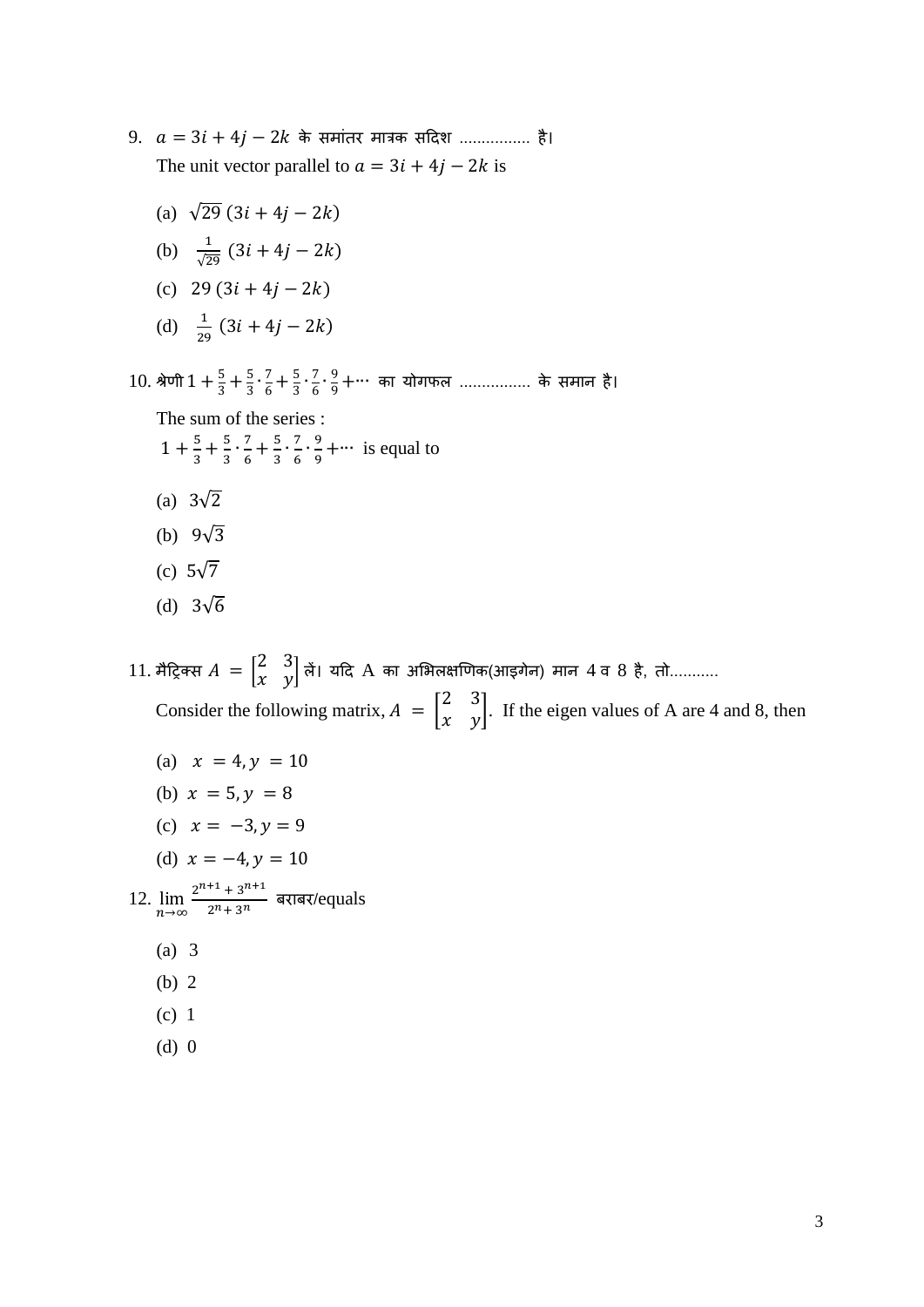9. $a = 3i + 4j - 2k$ के समांतर मात्रक सदिश ................ है।

   The unit vector parallel to $a = 3i + 4j - 2k$ is

   (a) $\sqrt{29}\,(3i + 4j - 2k)$

   (b) $\frac{1}{\sqrt{29}}\,(3i + 4j - 2k)$

   (c) $29\,(3i + 4j - 2k)$

   (d) $\frac{1}{29}\,(3i + 4j - 2k)$

10. श्रेणी $1 + \frac{5}{3} + \frac{5}{3} \cdot \frac{7}{6} + \frac{5}{3} \cdot \frac{7}{6} \cdot \frac{9}{9} + \cdots$ का योगफल ................ के समान है।

    The sum of the series :

    $1 + \frac{5}{3} + \frac{5}{3} \cdot \frac{7}{6} + \frac{5}{3} \cdot \frac{7}{6} \cdot \frac{9}{9} + \cdots$ is equal to

    (a) $3\sqrt{2}$

    (b) $9\sqrt{3}$

    (c) $5\sqrt{7}$

    (d) $3\sqrt{6}$

11. मैट्रिक्स $A = \begin{bmatrix} 2 & 3 \\ x & y \end{bmatrix}$ लें। यदि A का अभिलक्षणिक(आइगेन) मान 4 व 8 है, तो...........

    Consider the following matrix, $A = \begin{bmatrix} 2 & 3 \\ x & y \end{bmatrix}$. If the eigen values of A are 4 and 8, then

    (a) $x = 4, y = 10$

    (b) $x = 5, y = 8$

    (c) $x = -3, y = 9$

    (d) $x = -4, y = 10$

12. $\lim_{n \to \infty} \frac{2^{n+1} + 3^{n+1}}{2^n + 3^n}$ बराबर/equals

    (a) 3

    (b) 2

    (c) 1

    (d) 0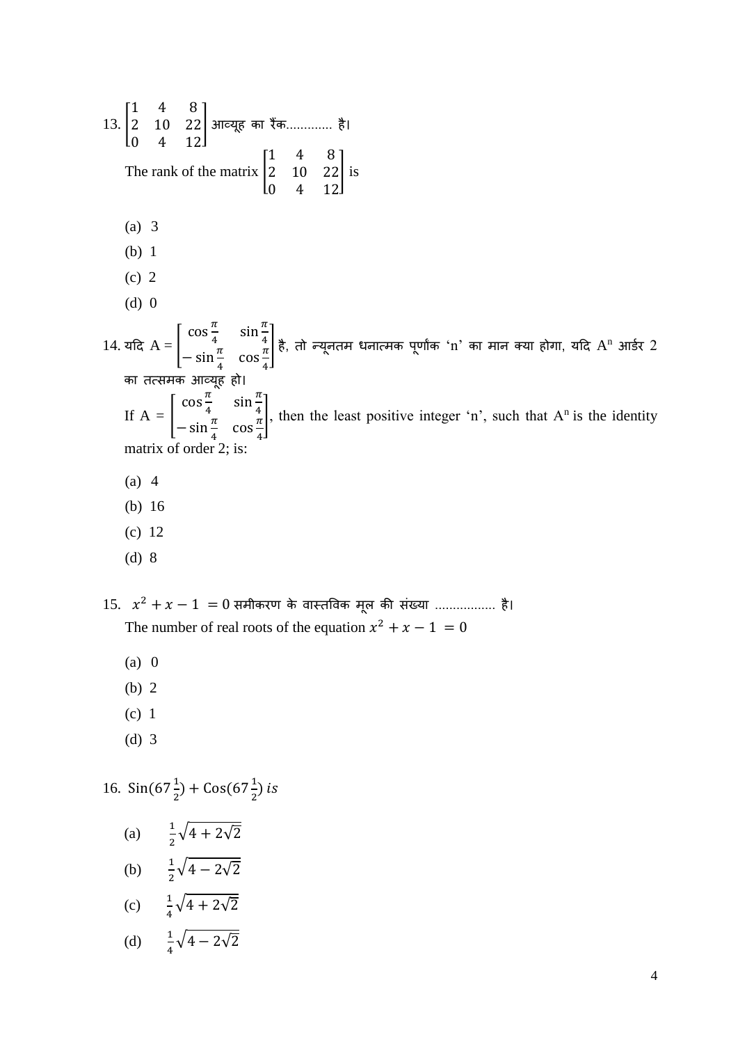13. $\begin{bmatrix} 1 & 4 & 8 \\ 2 & 10 & 22 \\ 0 & 4 & 12 \end{bmatrix}$ आव्यूह का रैंक............ है।

The rank of the matrix $\begin{bmatrix} 1 & 4 & 8 \\ 2 & 10 & 22 \\ 0 & 4 & 12 \end{bmatrix}$ is

(a) 3

(b) 1

(c) 2

(d) 0

14. यदि $A = \begin{bmatrix} \cos\frac{\pi}{4} & \sin\frac{\pi}{4} \\ -\sin\frac{\pi}{4} & \cos\frac{\pi}{4} \end{bmatrix}$ है, तो न्यूनतम धनात्मक पूर्णांक 'n' का मान क्या होगा, यदि $A^n$ आर्डर 2 का तत्समक आव्यूह हो।

If $A = \begin{bmatrix} \cos\frac{\pi}{4} & \sin\frac{\pi}{4} \\ -\sin\frac{\pi}{4} & \cos\frac{\pi}{4} \end{bmatrix}$, then the least positive integer 'n', such that $A^n$ is the identity matrix of order 2; is:

(a) 4

(b) 16

(c) 12

(d) 8

15. $x^2 + x - 1 = 0$ समीकरण के वास्तविक मूल की संख्या ................ है।

The number of real roots of the equation $x^2 + x - 1 = 0$

(a) 0

(b) 2

(c) 1

(d) 3

16. $\text{Sin}(67\frac{1}{2}) + \text{Cos}(67\frac{1}{2})$ *is*

(a) $\frac{1}{2}\sqrt{4 + 2\sqrt{2}}$

(b) $\frac{1}{2}\sqrt{4 - 2\sqrt{2}}$

(c) $\frac{1}{4}\sqrt{4 + 2\sqrt{2}}$

(d) $\frac{1}{4}\sqrt{4 - 2\sqrt{2}}$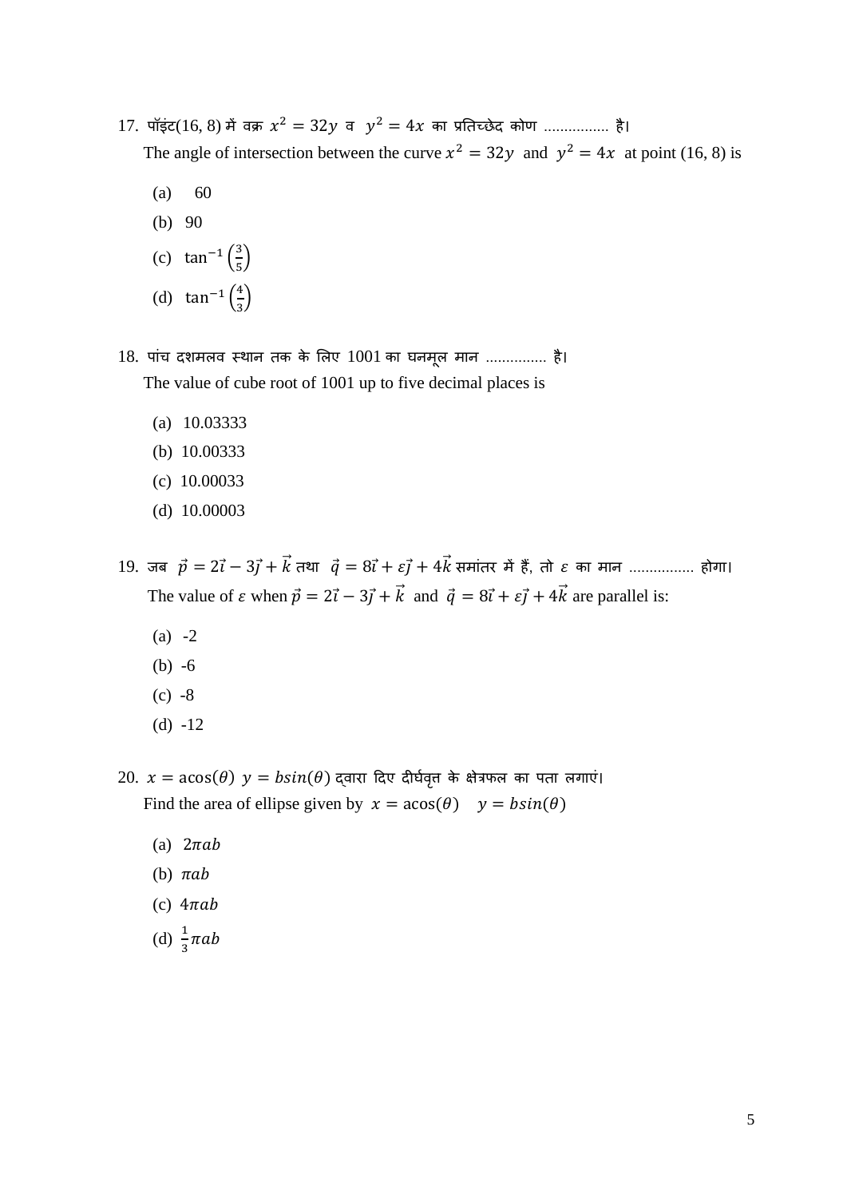17. पॉइंट(16, 8) में वक्र $x^2 = 32y$ व $y^2 = 4x$ का प्रतिच्छेद कोण ................ है।
    The angle of intersection between the curve $x^2 = 32y$ and $y^2 = 4x$ at point (16, 8) is

    (a) 60
    (b) 90
    (c) $\tan^{-1}\left(\frac{3}{5}\right)$
    (d) $\tan^{-1}\left(\frac{4}{3}\right)$

18. पांच दशमलव स्थान तक के लिए 1001 का घनमूल मान ............... है।
    The value of cube root of 1001 up to five decimal places is

    (a) 10.03333
    (b) 10.00333
    (c) 10.00033
    (d) 10.00003

19. जब $\vec{p} = 2\vec{i} - 3\vec{j} + \vec{k}$ तथा $\vec{q} = 8\vec{i} + \varepsilon\vec{j} + 4\vec{k}$ समांतर में हैं, तो $\varepsilon$ का मान ................ होगा।
    The value of $\varepsilon$ when $\vec{p} = 2\vec{i} - 3\vec{j} + \vec{k}$ and $\vec{q} = 8\vec{i} + \varepsilon\vec{j} + 4\vec{k}$ are parallel is:

    (a) -2
    (b) -6
    (c) -8
    (d) -12

20. $x = a\cos(\theta)$ $y = b\sin(\theta)$ द्वारा दिए दीर्घवृत्त के क्षेत्रफल का पता लगाएं।
    Find the area of ellipse given by $x = a\cos(\theta)$ $y = b\sin(\theta)$

    (a) $2\pi ab$
    (b) $\pi ab$
    (c) $4\pi ab$
    (d) $\frac{1}{3}\pi ab$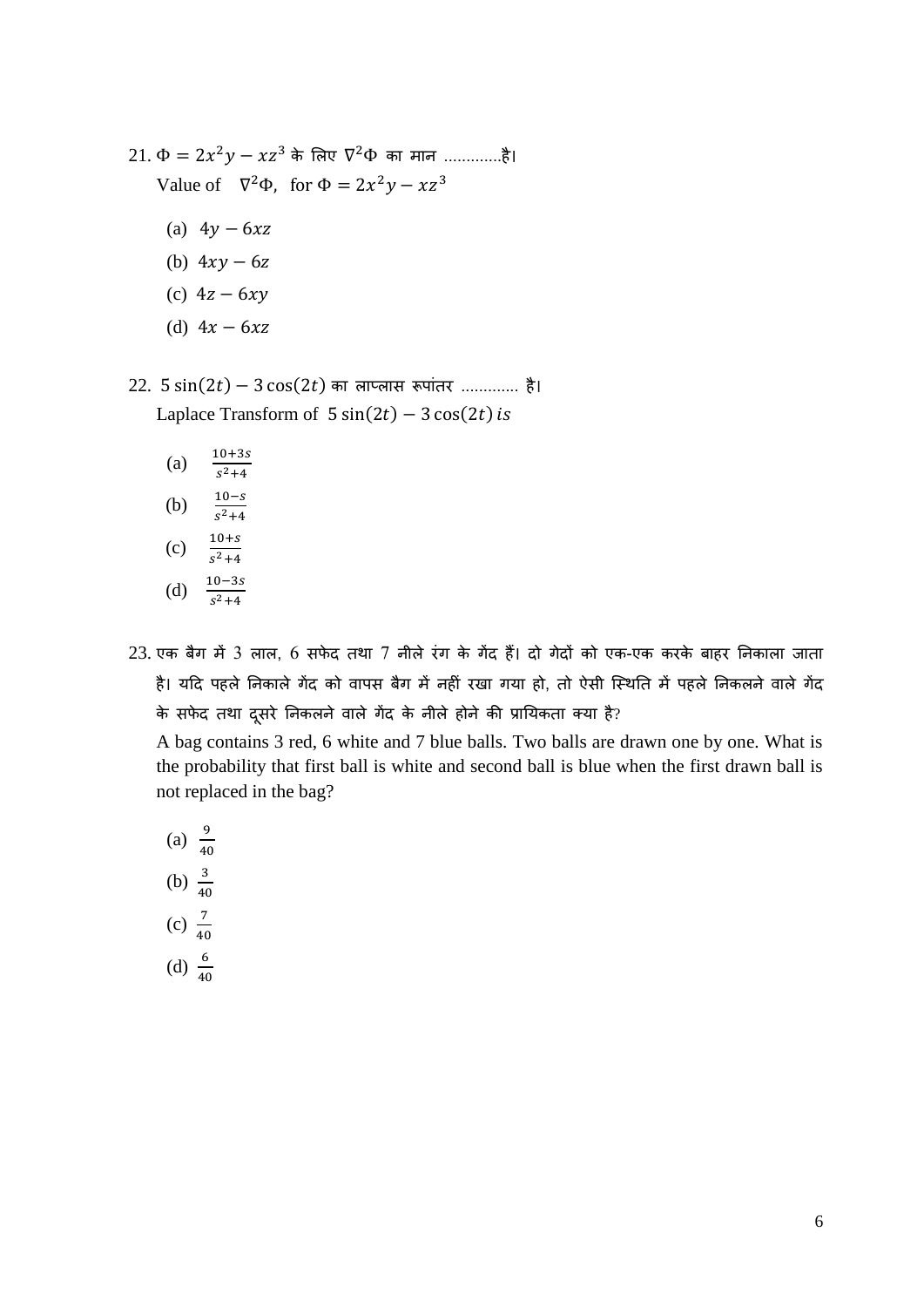21. $\Phi = 2x^2y - xz^3$ के लिए $\nabla^2\Phi$ का मान .............है।

Value of $\nabla^2\Phi$, for $\Phi = 2x^2y - xz^3$

(a) $4y - 6xz$

(b) $4xy - 6z$

(c) $4z - 6xy$

(d) $4x - 6xz$

22. $5\sin(2t) - 3\cos(2t)$ का लाप्लास रूपांतर ............. है।

Laplace Transform of $5\sin(2t) - 3\cos(2t)\, is$

(a) $\frac{10+3s}{s^2+4}$

(b) $\frac{10-s}{s^2+4}$

(c) $\frac{10+s}{s^2+4}$

(d) $\frac{10-3s}{s^2+4}$

23. एक बैग में 3 लाल, 6 सफेद तथा 7 नीले रंग के गेंद हैं। दो गेदों को एक-एक करके बाहर निकाला जाता है। यदि पहले निकाले गेंद को वापस बैग में नहीं रखा गया हो, तो ऐसी स्थिति में पहले निकलने वाले गेंद के सफेद तथा दूसरे निकलने वाले गेंद के नीले होने की प्रायिकता क्या है?

A bag contains 3 red, 6 white and 7 blue balls. Two balls are drawn one by one. What is the probability that first ball is white and second ball is blue when the first drawn ball is not replaced in the bag?

(a) $\frac{9}{40}$

(b) $\frac{3}{40}$

(c) $\frac{7}{40}$

(d) $\frac{6}{40}$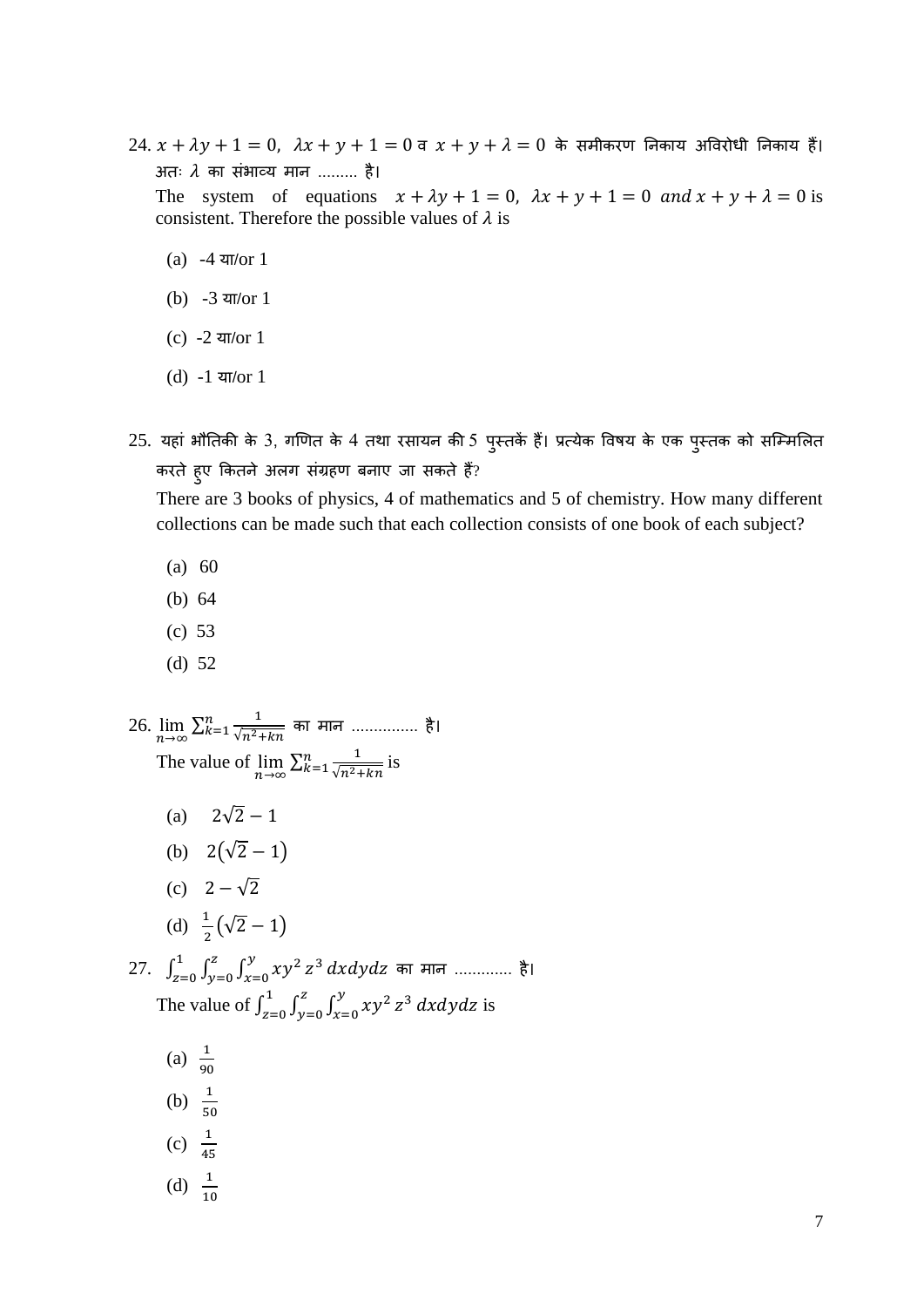24. $x + \lambda y + 1 = 0,\ \ \lambda x + y + 1 = 0$ व $x + y + \lambda = 0$ के समीकरण निकाय अविरोधी निकाय हैं। अतः $\lambda$ का संभाव्य मान ......... है।

The system of equations $x + \lambda y + 1 = 0,\ \lambda x + y + 1 = 0\ and\ x + y + \lambda = 0$ is consistent. Therefore the possible values of $\lambda$ is

(a) -4 या/or 1

(b) -3 या/or 1

(c) -2 या/or 1

(d) -1 या/or 1

25. यहां भौतिकी के 3, गणित के 4 तथा रसायन की 5 पुस्तकें हैं। प्रत्येक विषय के एक पुस्तक को सम्मिलित करते हुए कितने अलग संग्रहण बनाए जा सकते हैं?

There are 3 books of physics, 4 of mathematics and 5 of chemistry. How many different collections can be made such that each collection consists of one book of each subject?

(a) 60

(b) 64

(c) 53

(d) 52

26. $\lim_{n\to\infty} \sum_{k=1}^{n} \frac{1}{\sqrt{n^2+kn}}$ का मान ............... है।

The value of $\lim_{n\to\infty} \sum_{k=1}^{n} \frac{1}{\sqrt{n^2+kn}}$ is

(a) $2\sqrt{2} - 1$

(b) $2(\sqrt{2} - 1)$

(c) $2 - \sqrt{2}$

(d) $\frac{1}{2}(\sqrt{2} - 1)$

27. $\int_{z=0}^{1} \int_{y=0}^{z} \int_{x=0}^{y} xy^2 z^3\, dxdydz$ का मान ............. है।

The value of $\int_{z=0}^{1} \int_{y=0}^{z} \int_{x=0}^{y} xy^2 z^3\, dxdydz$ is

(a) $\frac{1}{90}$

(b) $\frac{1}{50}$

(c) $\frac{1}{45}$

(d) $\frac{1}{10}$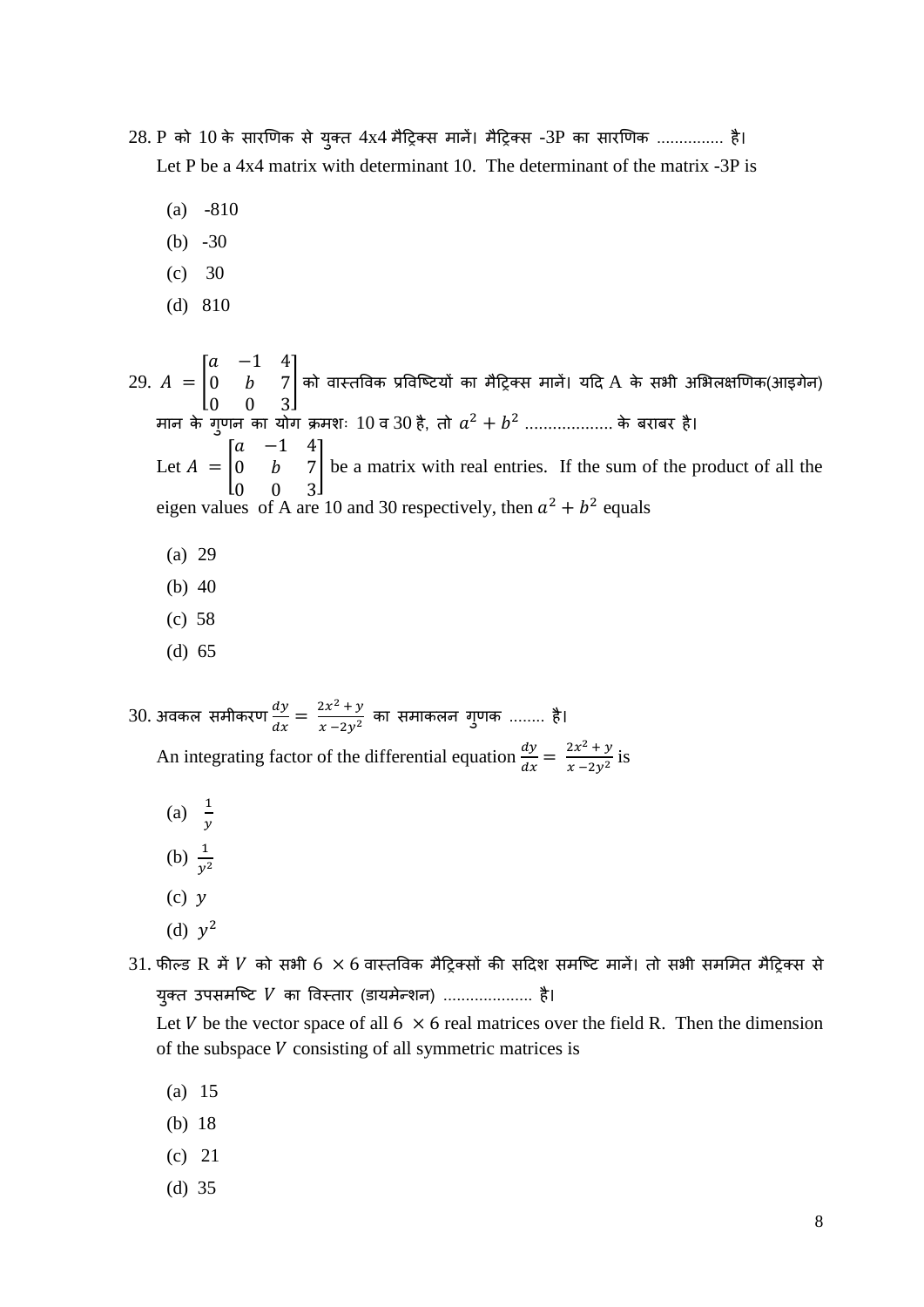28. P को 10 के सारणिक से युक्त 4x4 मैट्रिक्स मानें। मैट्रिक्स -3P का सारणिक ............... है।

Let P be a 4x4 matrix with determinant 10. The determinant of the matrix -3P is

(a) -810

(b) -30

(c) 30

(d) 810

29. $A = \begin{bmatrix} a & -1 & 4 \\ 0 & b & 7 \\ 0 & 0 & 3 \end{bmatrix}$ को वास्तविक प्रविष्टियों का मैट्रिक्स मानें। यदि A के सभी अभिलक्षणिक(आइगेन) मान के गुणन का योग क्रमशः 10 व 30 है, तो $a^2 + b^2$ ................... के बराबर है।

Let $A = \begin{bmatrix} a & -1 & 4 \\ 0 & b & 7 \\ 0 & 0 & 3 \end{bmatrix}$ be a matrix with real entries. If the sum of the product of all the eigen values of A are 10 and 30 respectively, then $a^2 + b^2$ equals

(a) 29

(b) 40

(c) 58

(d) 65

30. अवकल समीकरण $\frac{dy}{dx} = \frac{2x^2 + y}{x - 2y^2}$ का समाकलन गुणक ........ है।

An integrating factor of the differential equation $\frac{dy}{dx} = \frac{2x^2 + y}{x - 2y^2}$ is

(a) $\frac{1}{y}$

(b) $\frac{1}{y^2}$

(c) $y$

(d) $y^2$

31. फील्ड R में $V$ को सभी $6 \times 6$ वास्तविक मैट्रिक्सों की सदिश समष्टि मानें। तो सभी सममित मैट्रिक्स से युक्त उपसमष्टि $V$ का विस्तार (डायमेन्शन) .................... है।

Let $V$ be the vector space of all $6 \times 6$ real matrices over the field R. Then the dimension of the subspace $V$ consisting of all symmetric matrices is

(a) 15

(b) 18

(c) 21

(d) 35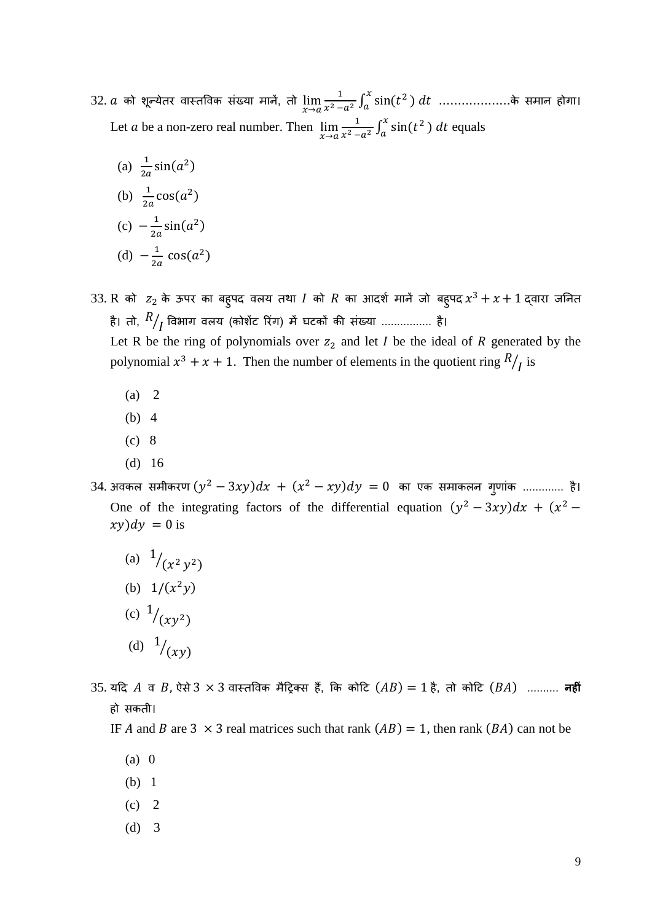32. $a$ को शून्येतर वास्तविक संख्या मानें, तो $\lim_{x \to a} \frac{1}{x^2 - a^2} \int_a^x \sin(t^2)\, dt$ ...................के समान होगा।

Let $a$ be a non-zero real number. Then $\lim_{x \to a} \frac{1}{x^2 - a^2} \int_a^x \sin(t^2)\, dt$ equals

(a) $\frac{1}{2a} \sin(a^2)$

(b) $\frac{1}{2a} \cos(a^2)$

(c) $-\frac{1}{2a} \sin(a^2)$

(d) $-\frac{1}{2a} \cos(a^2)$

33. R को $z_2$ के ऊपर का बहुपद वलय तथा $I$ को $R$ का आदर्श मानें जो बहुपद $x^3 + x + 1$ द्वारा जनित है। तो, $R/_I$ विभाग वलय (कोशेंट रिंग) में घटकों की संख्या ................ है।

Let R be the ring of polynomials over $z_2$ and let $I$ be the ideal of $R$ generated by the polynomial $x^3 + x + 1$. Then the number of elements in the quotient ring $R/_I$ is

(a) 2

(b) 4

(c) 8

(d) 16

34. अवकल समीकरण $(y^2 - 3xy)dx + (x^2 - xy)dy = 0$ का एक समाकलन गुणांक ............. है।

One of the integrating factors of the differential equation $(y^2 - 3xy)dx + (x^2 - xy)dy = 0$ is

(a) $1/(x^2 y^2)$

(b) $1/(x^2 y)$

(c) $1/(xy^2)$

(d) $1/(xy)$

35. यदि $A$ व $B$, ऐसे $3 \times 3$ वास्तविक मैट्रिक्स हैं, कि कोटि $(AB) = 1$ है, तो कोटि $(BA)$ .......... **नहीं** हो सकती।

IF $A$ and $B$ are $3 \times 3$ real matrices such that rank $(AB) = 1$, then rank $(BA)$ can not be

(a) 0

(b) 1

(c) 2

(d) 3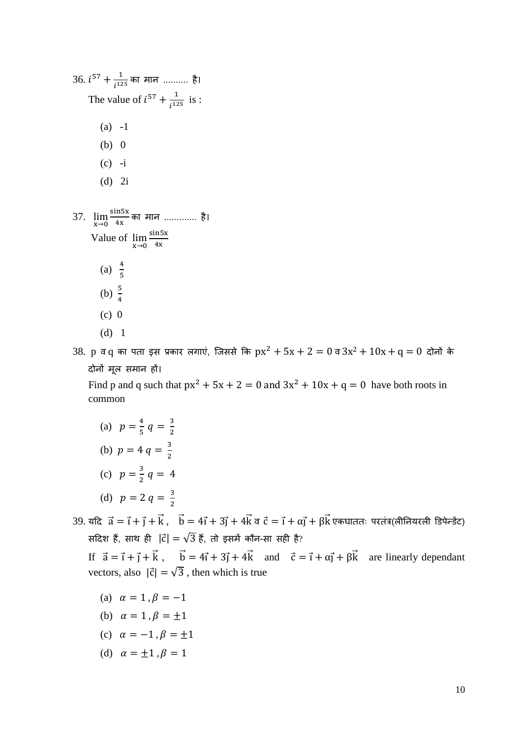36. $i^{57} + \frac{1}{i^{125}}$ का मान .......... है।

The value of $i^{57} + \frac{1}{i^{125}}$ is :

(a) -1

(b) 0

(c) -i

(d) 2i

37. $\lim\limits_{x \to 0} \frac{\sin 5x}{4x}$ का मान ............. है।

Value of $\lim\limits_{x \to 0} \frac{\sin 5x}{4x}$

(a) $\frac{4}{5}$

(b) $\frac{5}{4}$

(c) 0

(d) 1

38. p व q का पता इस प्रकार लगाएं, जिससे कि $px^2 + 5x + 2 = 0$ व $3x^2 + 10x + q = 0$ दोनों के दोनों मूल समान हों।

Find p and q such that $px^2 + 5x + 2 = 0$ and $3x^2 + 10x + q = 0$ have both roots in common

(a) $p = \frac{4}{5}$ $q = \frac{3}{2}$

(b) $p = 4$ $q = \frac{3}{2}$

(c) $p = \frac{3}{2}$ $q = 4$

(d) $p = 2$ $q = \frac{3}{2}$

39. यदि $\vec{a} = \vec{i} + \vec{j} + \vec{k}$, $\vec{b} = 4\vec{i} + 3\vec{j} + 4\vec{k}$ व $\vec{c} = \vec{i} + \alpha\vec{j} + \beta\vec{k}$ एकघाततः परतंत्र(लीनियरली डिपेन्डेंट) सदिश हैं, साथ ही $|\vec{c}| = \sqrt{3}$ हैं, तो इसमें कौन-सा सही है?

If $\vec{a} = \vec{i} + \vec{j} + \vec{k}$, $\vec{b} = 4\vec{i} + 3\vec{j} + 4\vec{k}$ and $\vec{c} = \vec{i} + \alpha\vec{j} + \beta\vec{k}$ are linearly dependant vectors, also $|\vec{c}| = \sqrt{3}$, then which is true

(a) $\alpha = 1, \beta = -1$

(b) $\alpha = 1, \beta = \pm 1$

(c) $\alpha = -1, \beta = \pm 1$

(d) $\alpha = \pm 1, \beta = 1$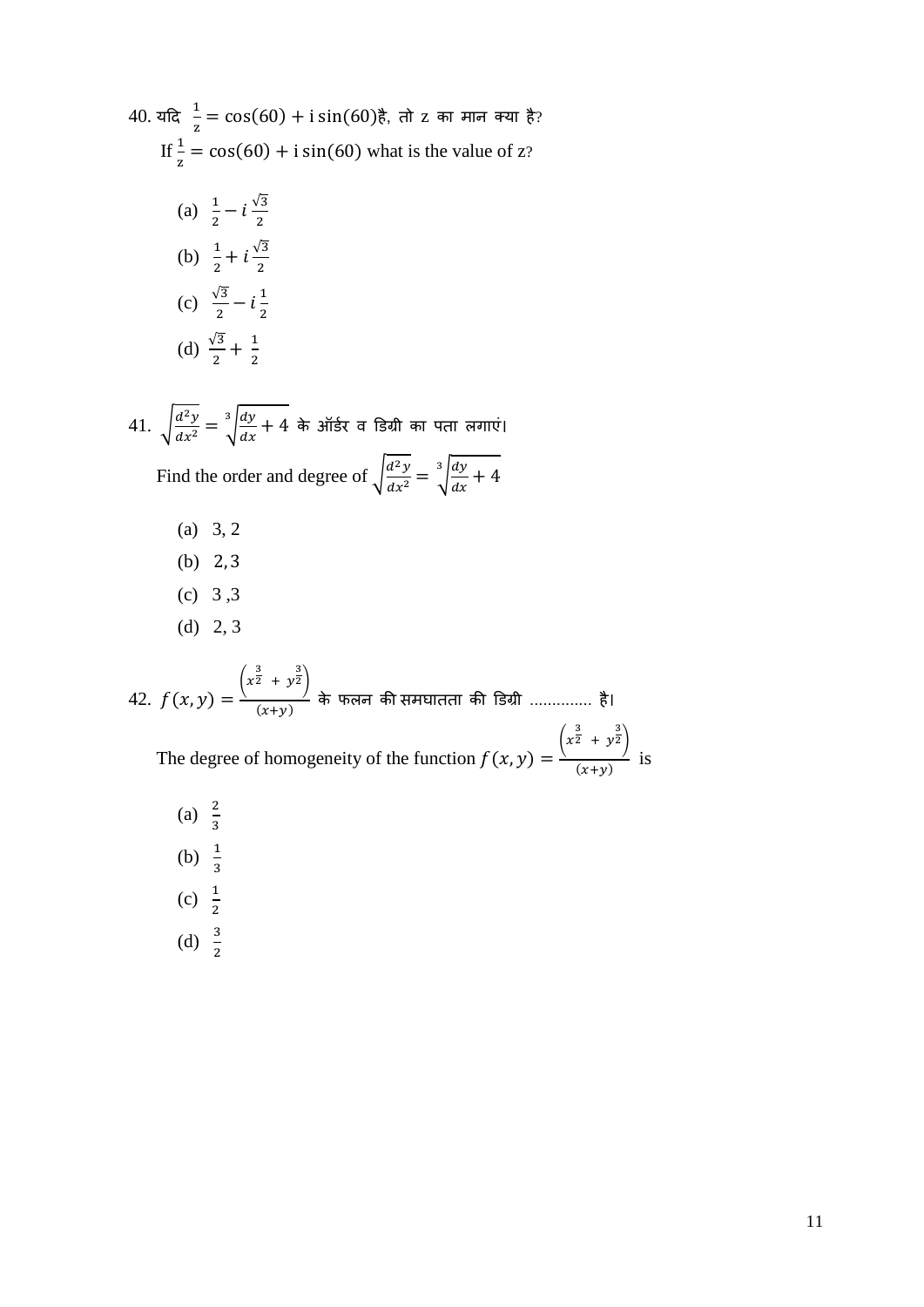40. यदि $\frac{1}{z} = \cos(60) + i\sin(60)$है, तो z का मान क्या है?

If $\frac{1}{z} = \cos(60) + i\sin(60)$ what is the value of z?

(a) $\frac{1}{2} - i\frac{\sqrt{3}}{2}$

(b) $\frac{1}{2} + i\frac{\sqrt{3}}{2}$

(c) $\frac{\sqrt{3}}{2} - i\frac{1}{2}$

(d) $\frac{\sqrt{3}}{2} + \frac{1}{2}$

41. $\sqrt{\frac{d^2y}{dx^2}} = \sqrt[3]{\frac{dy}{dx} + 4}$ के ऑर्डर व डिग्री का पता लगाएं।

Find the order and degree of $\sqrt{\frac{d^2y}{dx^2}} = \sqrt[3]{\frac{dy}{dx} + 4}$

(a) 3, 2

(b) 2, 3

(c) 3 ,3

(d) 2, 3

42. $f(x, y) = \frac{\left(x^{\frac{3}{2}} + y^{\frac{3}{2}}\right)}{(x+y)}$ के फलन की समघातता की डिग्री .............. है।

The degree of homogeneity of the function $f(x, y) = \frac{\left(x^{\frac{3}{2}} + y^{\frac{3}{2}}\right)}{(x+y)}$ is

(a) $\frac{2}{3}$

(b) $\frac{1}{3}$

(c) $\frac{1}{2}$

(d) $\frac{3}{2}$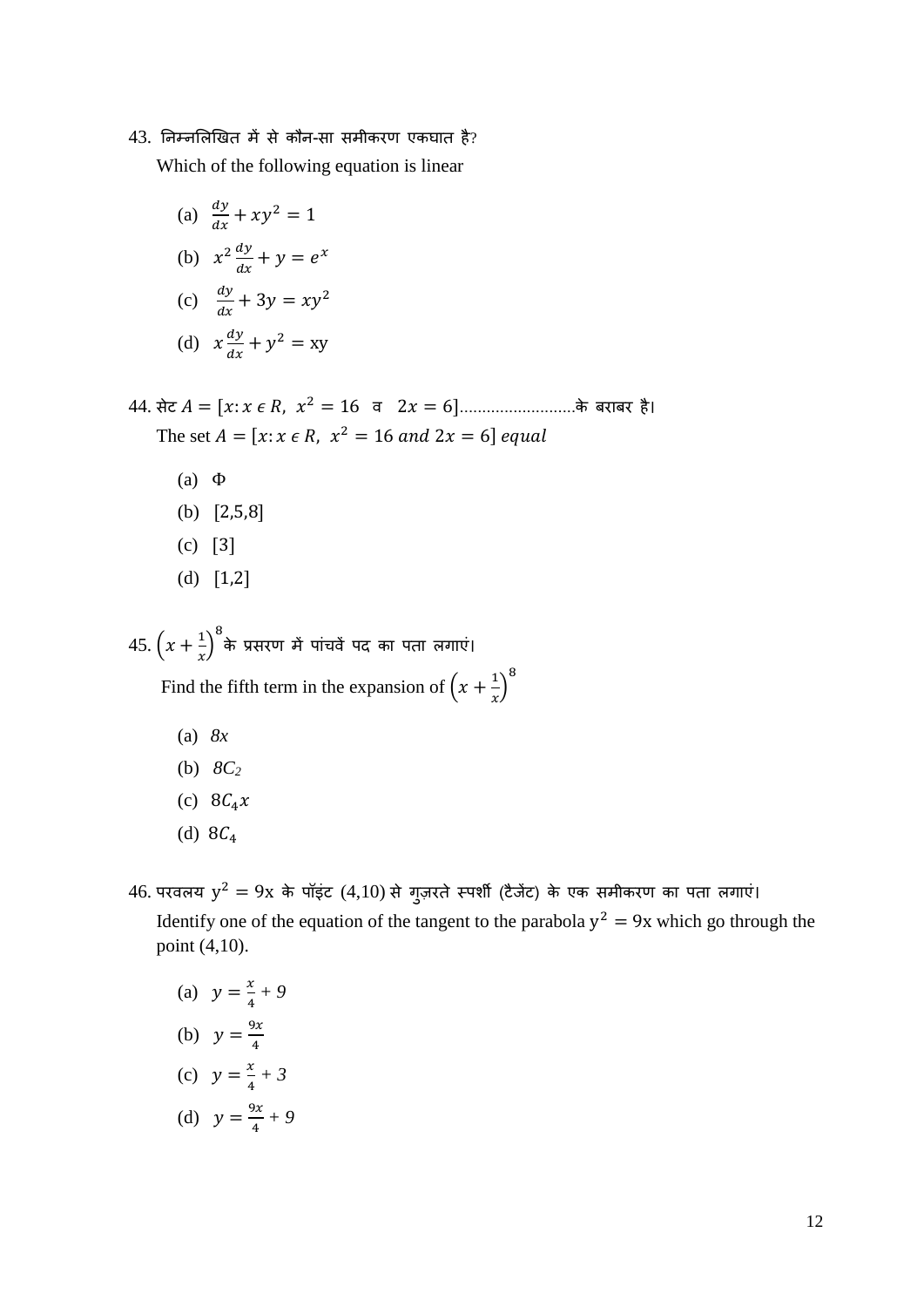43. निम्नलिखित में से कौन-सा समीकरण एकघात है?

Which of the following equation is linear

(a) $\frac{dy}{dx} + xy^2 = 1$

(b) $x^2 \frac{dy}{dx} + y = e^x$

(c) $\frac{dy}{dx} + 3y = xy^2$

(d) $x\frac{dy}{dx} + y^2 = \text{xy}$

44. सेट $A = [x: x \, \epsilon \, R, \; x^2 = 16 \;\; \text{व} \;\; 2x = 6]$..........................के बराबर है।

The set $A = [x: x \, \epsilon \, R, \; x^2 = 16 \; and \; 2x = 6] \; equal$

(a) Φ

(b) [2,5,8]

(c) [3]

(d) [1,2]

45. $\left(x + \frac{1}{x}\right)^8$ के प्रसरण में पांचवें पद का पता लगाएं।

Find the fifth term in the expansion of $\left(x + \frac{1}{x}\right)^8$

(a) $8x$

(b) $8C_2$

(c) $8C_4x$

(d) $8C_4$

46. परवलय $\text{y}^2 = 9\text{x}$ के पॉइंट (4,10) से गुज़रते स्पर्शी (टैंजेंट) के एक समीकरण का पता लगाएं।

Identify one of the equation of the tangent to the parabola $\text{y}^2 = 9\text{x}$ which go through the point (4,10).

(a) $y = \frac{x}{4} + 9$

(b) $y = \frac{9x}{4}$

(c) $y = \frac{x}{4} + 3$

(d) $y = \frac{9x}{4} + 9$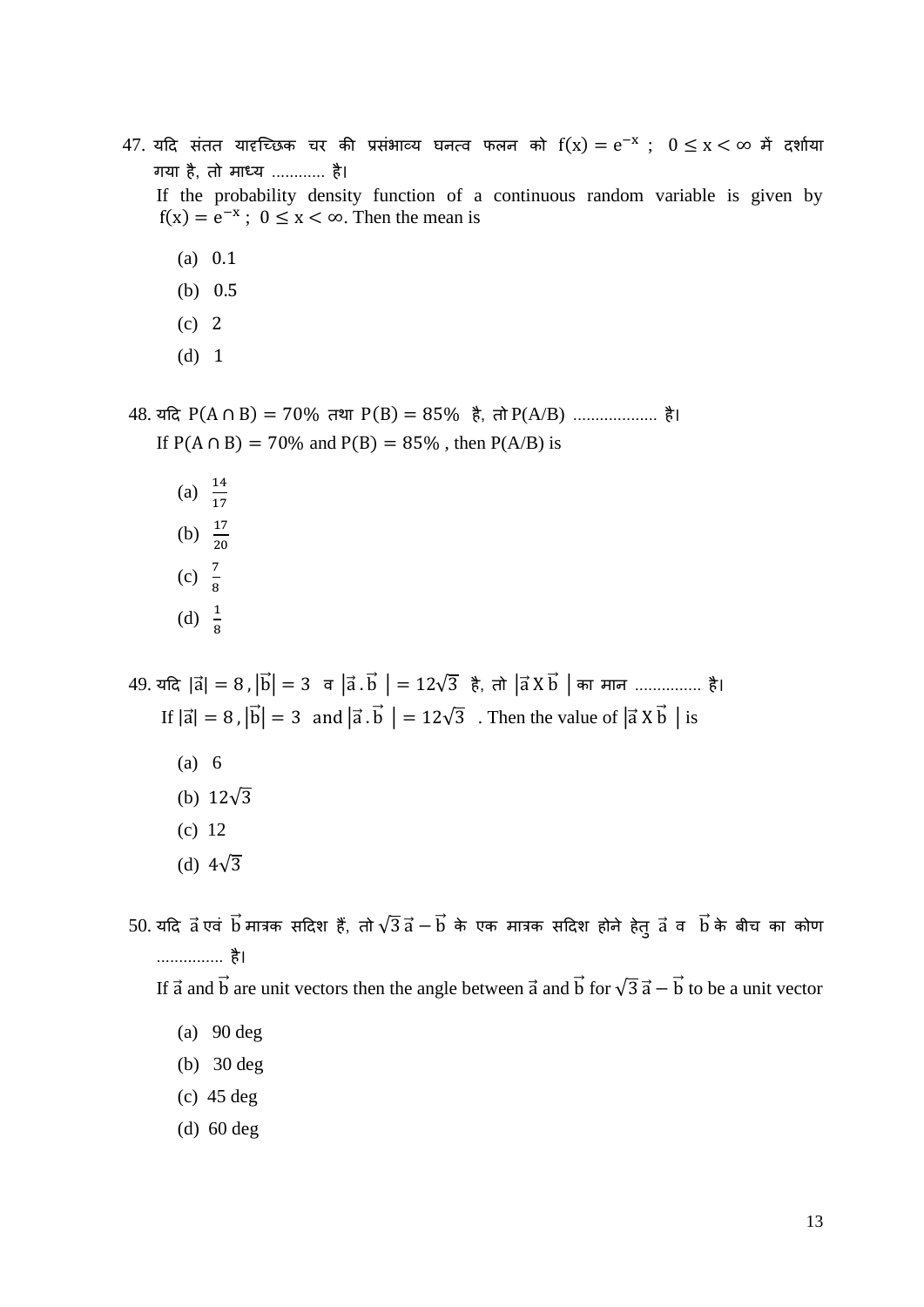47. यदि संतत याद्दच्छिक चर की प्रसंभाव्य घनत्व फलन को $f(x) = e^{-x}$ ; $0 \leq x < \infty$ में दर्शाया गया है, तो माध्य ............ है।

If the probability density function of a continuous random variable is given by $f(x) = e^{-x}$ ; $0 \leq x < \infty$. Then the mean is

(a) 0.1

(b) 0.5

(c) 2

(d) 1

48. यदि $P(A \cap B) = 70\%$ तथा $P(B) = 85\%$ है, तो $P(A/B)$ .................. है।

If $P(A \cap B) = 70\%$ and $P(B) = 85\%$ , then $P(A/B)$ is

(a) $\frac{14}{17}$

(b) $\frac{17}{20}$

(c) $\frac{7}{8}$

(d) $\frac{1}{8}$

49. यदि $|\vec{a}| = 8$ , $|\vec{b}| = 3$ व $|\vec{a} . \vec{b}| = 12\sqrt{3}$ है, तो $|\vec{a} X \vec{b}|$ का मान .............. है।

If $|\vec{a}| = 8$ , $|\vec{b}| = 3$ and $|\vec{a} . \vec{b}| = 12\sqrt{3}$ . Then the value of $|\vec{a} X \vec{b}|$ is

(a) 6

(b) $12\sqrt{3}$

(c) 12

(d) $4\sqrt{3}$

50. यदि $\vec{a}$ एवं $\vec{b}$ मात्रक सदिश हैं, तो $\sqrt{3}\,\vec{a} - \vec{b}$ के एक मात्रक सदिश होने हेतु $\vec{a}$ व $\vec{b}$ के बीच का कोण ............... है।

If $\vec{a}$ and $\vec{b}$ are unit vectors then the angle between $\vec{a}$ and $\vec{b}$ for $\sqrt{3}\,\vec{a} - \vec{b}$ to be a unit vector

(a) 90 deg

(b) 30 deg

(c) 45 deg

(d) 60 deg